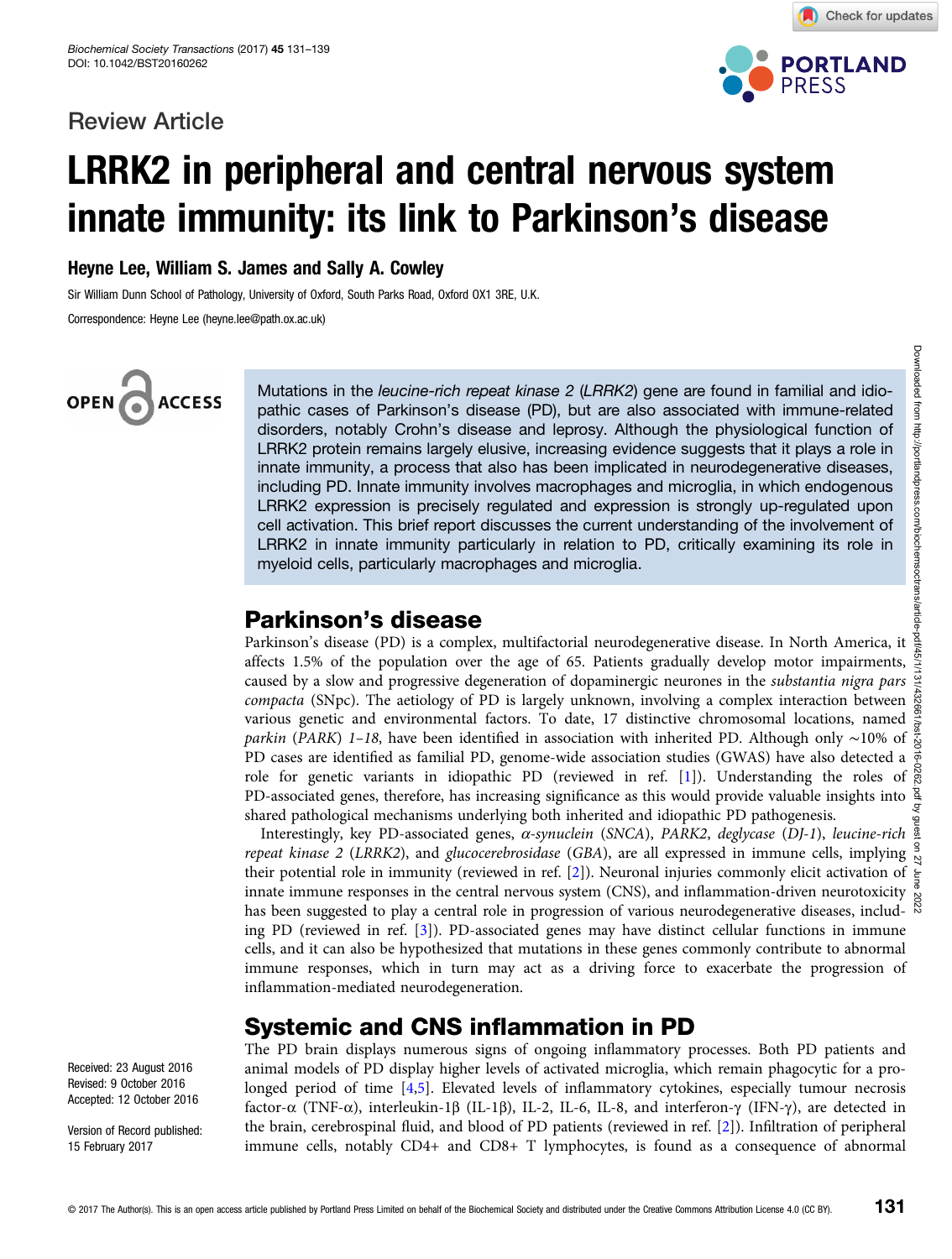Review Article

# LRRK2 in peripheral and central nervous system innate immunity: its link to Parkinson's disease

**Heyne Lee, William S. James and Sally A. Cowley**

Sir William Dunn School of Pathology, University of Oxford, South Parks Road, Oxford OX1 3RE, U.K.

Correspondence: Heyne Lee (heyne.lee@path.ox.ac.uk)

Mutations in the *leucine-rich repeat kinase 2* (*LRRK2*) gene are found in familial and idiopathic cases of Parkinson's disease (PD), but are also associated with immune-related disorders, notably Crohn's disease and leprosy. Although the physiological function of LRRK2 protein remains largely elusive, increasing evidence suggests that it plays a role in innate immunity, a process that also has been implicated in neurodegenerative diseases, including PD. Innate immunity involves macrophages and microglia, in which endogenous LRRK2 expression is precisely regulated and expression is strongly up-regulated upon cell activation. This brief report discusses the current understanding of the involvement of LRRK2 in innate immunity particularly in relation to PD, critically examining its role in myeloid cells, particularly macrophages and microglia.

## Parkinson's disease

Parkinson's disease (PD) is a complex, multifactorial neurodegenerative disease. In North America, it affects 1.5% of the population over the age of 65. Patients gradually develop motor impairments, caused by a slow and progressive degeneration of dopaminergic neurones in the *substantia nigra pars compacta* (SNpc). The aetiology of PD is largely unknown, involving a complex interaction between various genetic and environmental factors. To date, 17 distinctive chromosomal locations, named *parkin* (*PARK*) *1–18*, have been identified in association with inherited PD. Although only ~10% of PD cases are identified as familial PD, genome-wide association studies (GWAS) have also detected a role for genetic variants in idiopathic PD (reviewed in ref. [1]). Understanding the roles of PD-associated genes, therefore, has increasing significance as this would provide valuable insights into shared pathological mechanisms underlying both inherited and idiopathic PD pathogenesis.

Interestingly, key PD-associated genes, *α-synuclein* (*SNCA*), *PARK2*, *deglycase* (*DJ-1*), *leucine-rich repeat kinase 2* (*LRRK2*), and *glucocerebrosidase* (*GBA*), are all expressed in immune cells, implying their potential role in immunity (reviewed in ref. [2]). Neuronal injuries commonly elicit activation of innate immune responses in the central nervous system (CNS), and inflammation-driven neurotoxicity has been suggested to play a central role in progression of various neurodegenerative diseases, including PD (reviewed in ref. [3]). PD-associated genes may have distinct cellular functions in immune cells, and it can also be hypothesized that mutations in these genes commonly contribute to abnormal immune responses, which in turn may act as a driving force to exacerbate the progression of inflammation-mediated neurodegeneration.

## Systemic and CNS inflammation in PD

The PD brain displays numerous signs of ongoing inflammatory processes. Both PD patients and animal models of PD display higher levels of activated microglia, which remain phagocytic for a prolonged period of time [4,5]. Elevated levels of inflammatory cytokines, especially tumour necrosis factor-α (TNF-α), interleukin-1β (IL-1β), IL-2, IL-6, IL-8, and interferon-γ (IFN-γ), are detected in the brain, cerebrospinal fluid, and blood of PD patients (reviewed in ref. [2]). Infiltration of peripheral immune cells, notably CD4+ and CD8+ T lymphocytes, is found as a consequence of abnormal

Received: 23 August 2016
Revised: 9 October 2016
Accepted: 12 October 2016

Version of Record published: 15 February 2017

© 2017 The Author(s). This is an open access article published by Portland Press Limited on behalf of the Biochemical Society and distributed under the Creative Commons Attribution License 4.0 (CC BY).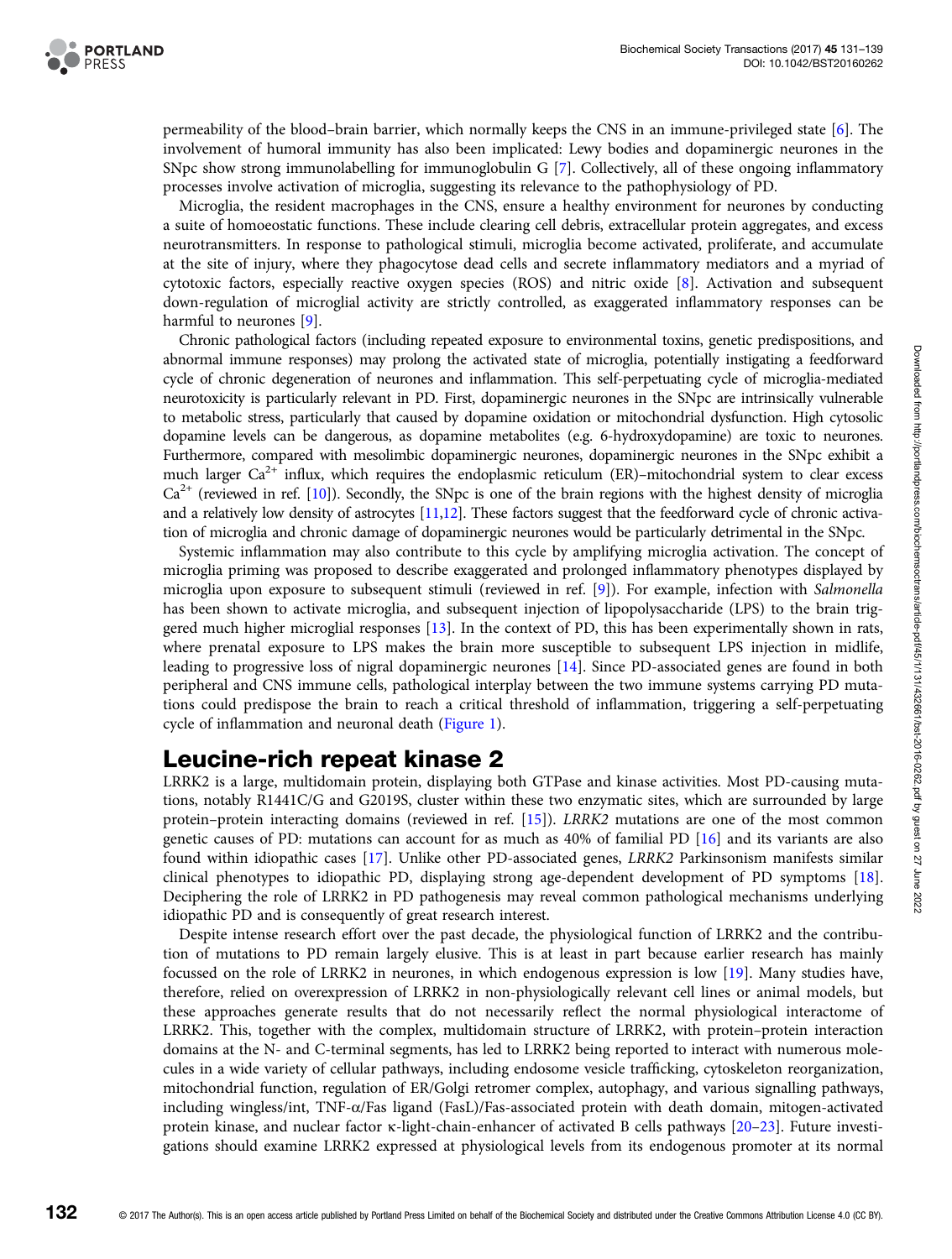permeability of the blood–brain barrier, which normally keeps the CNS in an immune-privileged state [6]. The involvement of humoral immunity has also been implicated: Lewy bodies and dopaminergic neurones in the SNpc show strong immunolabelling for immunoglobulin G [7]. Collectively, all of these ongoing inflammatory processes involve activation of microglia, suggesting its relevance to the pathophysiology of PD.

Microglia, the resident macrophages in the CNS, ensure a healthy environment for neurones by conducting a suite of homoeostatic functions. These include clearing cell debris, extracellular protein aggregates, and excess neurotransmitters. In response to pathological stimuli, microglia become activated, proliferate, and accumulate at the site of injury, where they phagocytose dead cells and secrete inflammatory mediators and a myriad of cytotoxic factors, especially reactive oxygen species (ROS) and nitric oxide [8]. Activation and subsequent down-regulation of microglial activity are strictly controlled, as exaggerated inflammatory responses can be harmful to neurones [9].

Chronic pathological factors (including repeated exposure to environmental toxins, genetic predispositions, and abnormal immune responses) may prolong the activated state of microglia, potentially instigating a feedforward cycle of chronic degeneration of neurones and inflammation. This self-perpetuating cycle of microglia-mediated neurotoxicity is particularly relevant in PD. First, dopaminergic neurones in the SNpc are intrinsically vulnerable to metabolic stress, particularly that caused by dopamine oxidation or mitochondrial dysfunction. High cytosolic dopamine levels can be dangerous, as dopamine metabolites (e.g. 6-hydroxydopamine) are toxic to neurones. Furthermore, compared with mesolimbic dopaminergic neurones, dopaminergic neurones in the SNpc exhibit a much larger $Ca^{2+}$ influx, which requires the endoplasmic reticulum (ER)–mitochondrial system to clear excess $Ca^{2+}$ (reviewed in ref. [10]). Secondly, the SNpc is one of the brain regions with the highest density of microglia and a relatively low density of astrocytes [11,12]. These factors suggest that the feedforward cycle of chronic activation of microglia and chronic damage of dopaminergic neurones would be particularly detrimental in the SNpc.

Systemic inflammation may also contribute to this cycle by amplifying microglia activation. The concept of microglia priming was proposed to describe exaggerated and prolonged inflammatory phenotypes displayed by microglia upon exposure to subsequent stimuli (reviewed in ref. [9]). For example, infection with *Salmonella* has been shown to activate microglia, and subsequent injection of lipopolysaccharide (LPS) to the brain triggered much higher microglial responses [13]. In the context of PD, this has been experimentally shown in rats, where prenatal exposure to LPS makes the brain more susceptible to subsequent LPS injection in midlife, leading to progressive loss of nigral dopaminergic neurones [14]. Since PD-associated genes are found in both peripheral and CNS immune cells, pathological interplay between the two immune systems carrying PD mutations could predispose the brain to reach a critical threshold of inflammation, triggering a self-perpetuating cycle of inflammation and neuronal death (Figure 1).

## Leucine-rich repeat kinase 2

LRRK2 is a large, multidomain protein, displaying both GTPase and kinase activities. Most PD-causing mutations, notably R1441C/G and G2019S, cluster within these two enzymatic sites, which are surrounded by large protein–protein interacting domains (reviewed in ref. [15]). *LRRK2* mutations are one of the most common genetic causes of PD: mutations can account for as much as 40% of familial PD [16] and its variants are also found within idiopathic cases [17]. Unlike other PD-associated genes, *LRRK2* Parkinsonism manifests similar clinical phenotypes to idiopathic PD, displaying strong age-dependent development of PD symptoms [18]. Deciphering the role of LRRK2 in PD pathogenesis may reveal common pathological mechanisms underlying idiopathic PD and is consequently of great research interest.

Despite intense research effort over the past decade, the physiological function of LRRK2 and the contribution of mutations to PD remain largely elusive. This is at least in part because earlier research has mainly focussed on the role of LRRK2 in neurones, in which endogenous expression is low [19]. Many studies have, therefore, relied on overexpression of LRRK2 in non-physiologically relevant cell lines or animal models, but these approaches generate results that do not necessarily reflect the normal physiological interactome of LRRK2. This, together with the complex, multidomain structure of LRRK2, with protein–protein interaction domains at the N- and C-terminal segments, has led to LRRK2 being reported to interact with numerous molecules in a wide variety of cellular pathways, including endosome vesicle trafficking, cytoskeleton reorganization, mitochondrial function, regulation of ER/Golgi retromer complex, autophagy, and various signalling pathways, including wingless/int, TNF-α/Fas ligand (FasL)/Fas-associated protein with death domain, mitogen-activated protein kinase, and nuclear factor κ-light-chain-enhancer of activated B cells pathways [20–23]. Future investigations should examine LRRK2 expressed at physiological levels from its endogenous promoter at its normal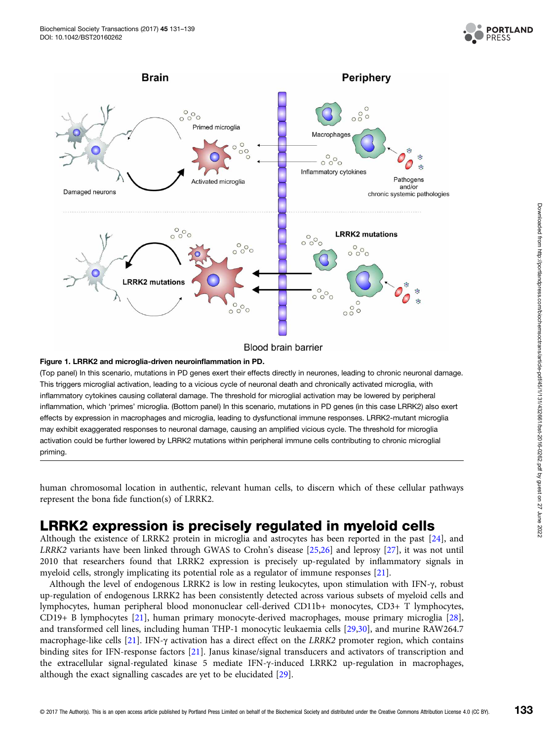**Figure 1. LRRK2 and microglia-driven neuroinflammation in PD.**

(Top panel) In this scenario, mutations in PD genes exert their effects directly in neurones, leading to chronic neuronal damage. This triggers microglial activation, leading to a vicious cycle of neuronal death and chronically activated microglia, with inflammatory cytokines causing collateral damage. The threshold for microglial activation may be lowered by peripheral inflammation, which 'primes' microglia. (Bottom panel) In this scenario, mutations in PD genes (in this case LRRK2) also exert effects by expression in macrophages and microglia, leading to dysfunctional immune responses. LRRK2-mutant microglia may exhibit exaggerated responses to neuronal damage, causing an amplified vicious cycle. The threshold for microglia activation could be further lowered by LRRK2 mutations within peripheral immune cells contributing to chronic microglial priming.

human chromosomal location in authentic, relevant human cells, to discern which of these cellular pathways represent the bona fide function(s) of LRRK2.

## LRRK2 expression is precisely regulated in myeloid cells

Although the existence of LRRK2 protein in microglia and astrocytes has been reported in the past [24], and *LRRK2* variants have been linked through GWAS to Crohn's disease [25,26] and leprosy [27], it was not until 2010 that researchers found that LRRK2 expression is precisely up-regulated by inflammatory signals in myeloid cells, strongly implicating its potential role as a regulator of immune responses [21].

Although the level of endogenous LRRK2 is low in resting leukocytes, upon stimulation with IFN-γ, robust up-regulation of endogenous LRRK2 has been consistently detected across various subsets of myeloid cells and lymphocytes, human peripheral blood mononuclear cell-derived CD11b+ monocytes, CD3+ T lymphocytes, CD19+ B lymphocytes [21], human primary monocyte-derived macrophages, mouse primary microglia [28], and transformed cell lines, including human THP-1 monocytic leukaemia cells [29,30], and murine RAW264.7 macrophage-like cells [21]. IFN-γ activation has a direct effect on the *LRRK2* promoter region, which contains binding sites for IFN-response factors [21]. Janus kinase/signal transducers and activators of transcription and the extracellular signal-regulated kinase 5 mediate IFN-γ-induced LRRK2 up-regulation in macrophages, although the exact signalling cascades are yet to be elucidated [29].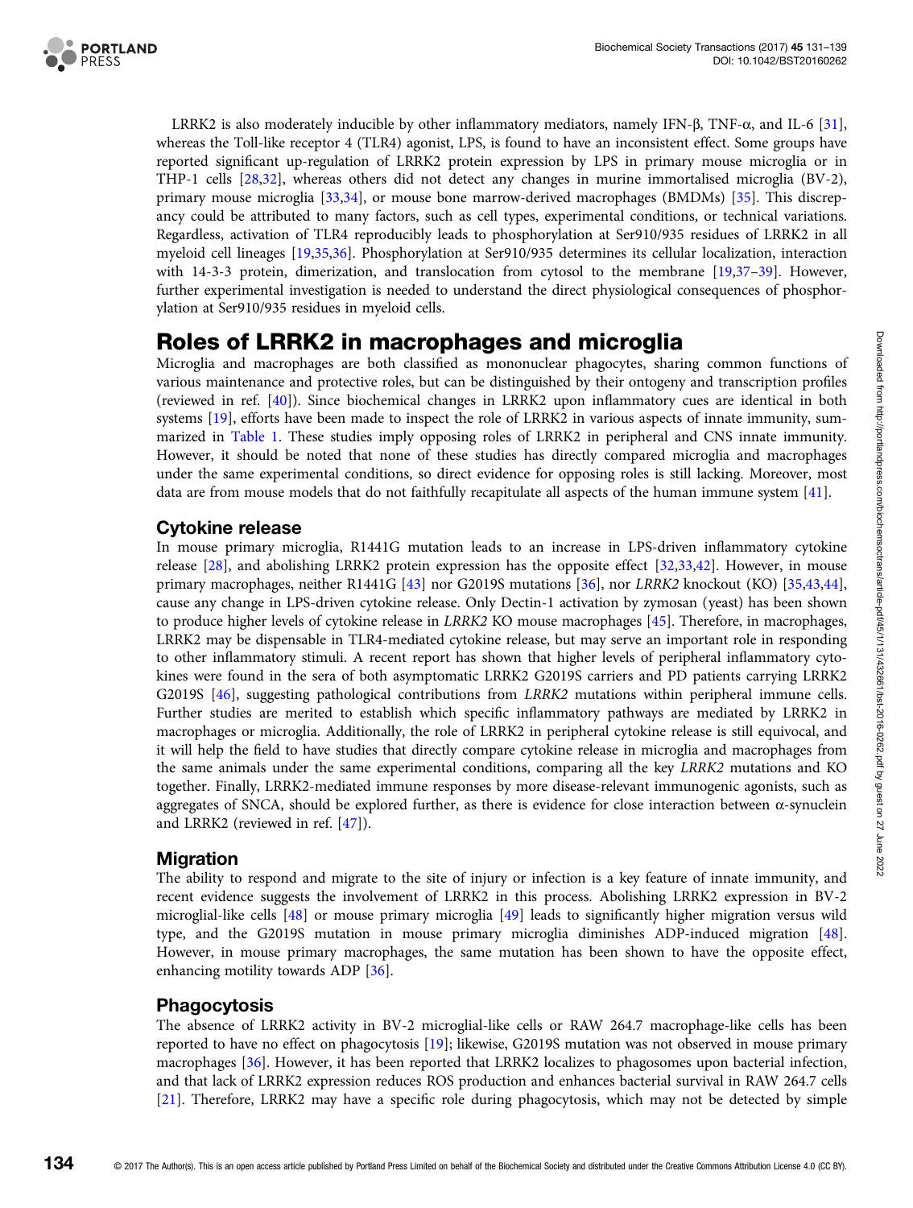LRRK2 is also moderately inducible by other inflammatory mediators, namely IFN-β, TNF-α, and IL-6 [31], whereas the Toll-like receptor 4 (TLR4) agonist, LPS, is found to have an inconsistent effect. Some groups have reported significant up-regulation of LRRK2 protein expression by LPS in primary mouse microglia or in THP-1 cells [28,32], whereas others did not detect any changes in murine immortalised microglia (BV-2), primary mouse microglia [33,34], or mouse bone marrow-derived macrophages (BMDMs) [35]. This discrepancy could be attributed to many factors, such as cell types, experimental conditions, or technical variations. Regardless, activation of TLR4 reproducibly leads to phosphorylation at Ser910/935 residues of LRRK2 in all myeloid cell lineages [19,35,36]. Phosphorylation at Ser910/935 determines its cellular localization, interaction with 14-3-3 protein, dimerization, and translocation from cytosol to the membrane [19,37–39]. However, further experimental investigation is needed to understand the direct physiological consequences of phosphorylation at Ser910/935 residues in myeloid cells.

## Roles of LRRK2 in macrophages and microglia

Microglia and macrophages are both classified as mononuclear phagocytes, sharing common functions of various maintenance and protective roles, but can be distinguished by their ontogeny and transcription profiles (reviewed in ref. [40]). Since biochemical changes in LRRK2 upon inflammatory cues are identical in both systems [19], efforts have been made to inspect the role of LRRK2 in various aspects of innate immunity, summarized in Table 1. These studies imply opposing roles of LRRK2 in peripheral and CNS innate immunity. However, it should be noted that none of these studies has directly compared microglia and macrophages under the same experimental conditions, so direct evidence for opposing roles is still lacking. Moreover, most data are from mouse models that do not faithfully recapitulate all aspects of the human immune system [41].

### Cytokine release

In mouse primary microglia, R1441G mutation leads to an increase in LPS-driven inflammatory cytokine release [28], and abolishing LRRK2 protein expression has the opposite effect [32,33,42]. However, in mouse primary macrophages, neither R1441G [43] nor G2019S mutations [36], nor *LRRK2* knockout (KO) [35,43,44], cause any change in LPS-driven cytokine release. Only Dectin-1 activation by zymosan (yeast) has been shown to produce higher levels of cytokine release in *LRRK2* KO mouse macrophages [45]. Therefore, in macrophages, LRRK2 may be dispensable in TLR4-mediated cytokine release, but may serve an important role in responding to other inflammatory stimuli. A recent report has shown that higher levels of peripheral inflammatory cytokines were found in the sera of both asymptomatic LRRK2 G2019S carriers and PD patients carrying LRRK2 G2019S [46], suggesting pathological contributions from *LRRK2* mutations within peripheral immune cells. Further studies are merited to establish which specific inflammatory pathways are mediated by LRRK2 in macrophages or microglia. Additionally, the role of LRRK2 in peripheral cytokine release is still equivocal, and it will help the field to have studies that directly compare cytokine release in microglia and macrophages from the same animals under the same experimental conditions, comparing all the key *LRRK2* mutations and KO together. Finally, LRRK2-mediated immune responses by more disease-relevant immunogenic agonists, such as aggregates of SNCA, should be explored further, as there is evidence for close interaction between α-synuclein and LRRK2 (reviewed in ref. [47]).

### Migration

The ability to respond and migrate to the site of injury or infection is a key feature of innate immunity, and recent evidence suggests the involvement of LRRK2 in this process. Abolishing LRRK2 expression in BV-2 microglial-like cells [48] or mouse primary microglia [49] leads to significantly higher migration versus wild type, and the G2019S mutation in mouse primary microglia diminishes ADP-induced migration [48]. However, in mouse primary macrophages, the same mutation has been shown to have the opposite effect, enhancing motility towards ADP [36].

### Phagocytosis

The absence of LRRK2 activity in BV-2 microglial-like cells or RAW 264.7 macrophage-like cells has been reported to have no effect on phagocytosis [19]; likewise, G2019S mutation was not observed in mouse primary macrophages [36]. However, it has been reported that LRRK2 localizes to phagosomes upon bacterial infection, and that lack of LRRK2 expression reduces ROS production and enhances bacterial survival in RAW 264.7 cells [21]. Therefore, LRRK2 may have a specific role during phagocytosis, which may not be detected by simple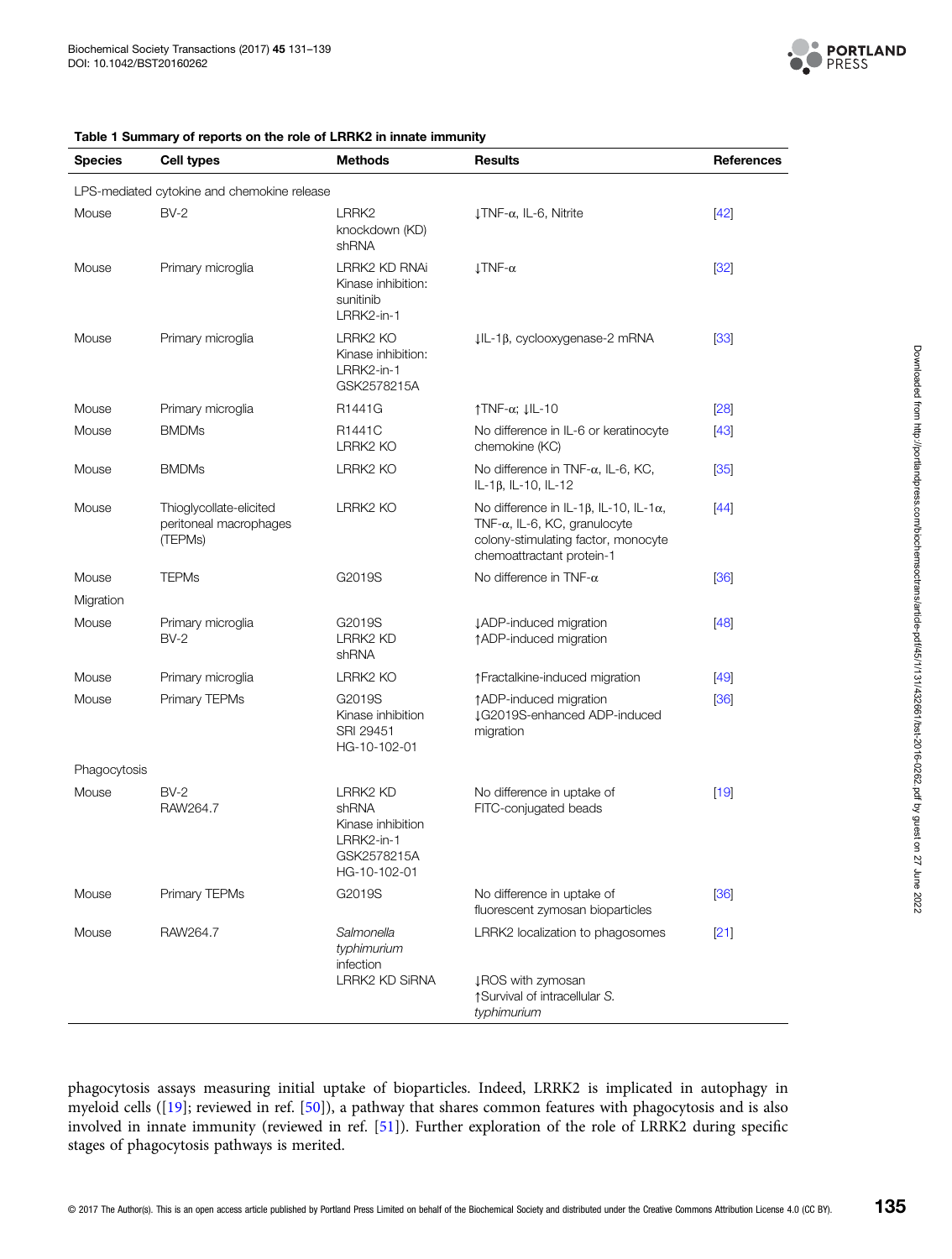**Table 1 Summary of reports on the role of LRRK2 in innate immunity**

| Species | Cell types | Methods | Results | References |
|---|---|---|---|---|
| LPS-mediated cytokine and chemokine release | | | | |
| Mouse | BV-2 | LRRK2 knockdown (KD) shRNA | ↓TNF-α, IL-6, Nitrite | [42] |
| Mouse | Primary microglia | LRRK2 KD RNAi<br>Kinase inhibition: sunitinib LRRK2-in-1 | ↓TNF-α | [32] |
| Mouse | Primary microglia | LRRK2 KO<br>Kinase inhibition: LRRK2-in-1 GSK2578215A | ↓IL-1β, cyclooxygenase-2 mRNA | [33] |
| Mouse | Primary microglia | R1441G | ↑TNF-α; ↓IL-10 | [28] |
| Mouse | BMDMs | R1441C<br>LRRK2 KO | No difference in IL-6 or keratinocyte chemokine (KC) | [43] |
| Mouse | BMDMs | LRRK2 KO | No difference in TNF-α, IL-6, KC, IL-1β, IL-10, IL-12 | [35] |
| Mouse | Thioglycollate-elicited peritoneal macrophages (TEPMs) | LRRK2 KO | No difference in IL-1β, IL-10, IL-1α, TNF-α, IL-6, KC, granulocyte colony-stimulating factor, monocyte chemoattractant protein-1 | [44] |
| Mouse | TEPMs | G2019S | No difference in TNF-α | [36] |
| Migration | | | | |
| Mouse | Primary microglia<br>BV-2 | G2019S<br>LRRK2 KD shRNA | ↓ADP-induced migration<br>↑ADP-induced migration | [48] |
| Mouse | Primary microglia | LRRK2 KO | ↑Fractalkine-induced migration | [49] |
| Mouse | Primary TEPMs | G2019S<br>Kinase inhibition SRI 29451 HG-10-102-01 | ↑ADP-induced migration<br>↓G2019S-enhanced ADP-induced migration | [36] |
| Phagocytosis | | | | |
| Mouse | BV-2<br>RAW264.7 | LRRK2 KD shRNA<br>Kinase inhibition LRRK2-in-1 GSK2578215A HG-10-102-01 | No difference in uptake of FITC-conjugated beads | [19] |
| Mouse | Primary TEPMs | G2019S | No difference in uptake of fluorescent zymosan bioparticles | [36] |
| Mouse | RAW264.7 | *Salmonella typhimurium* infection<br>LRRK2 KD SiRNA | LRRK2 localization to phagosomes<br>↓ROS with zymosan<br>↑Survival of intracellular *S. typhimurium* | [21] |

phagocytosis assays measuring initial uptake of bioparticles. Indeed, LRRK2 is implicated in autophagy in myeloid cells ([19]; reviewed in ref. [50]), a pathway that shares common features with phagocytosis and is also involved in innate immunity (reviewed in ref. [51]). Further exploration of the role of LRRK2 during specific stages of phagocytosis pathways is merited.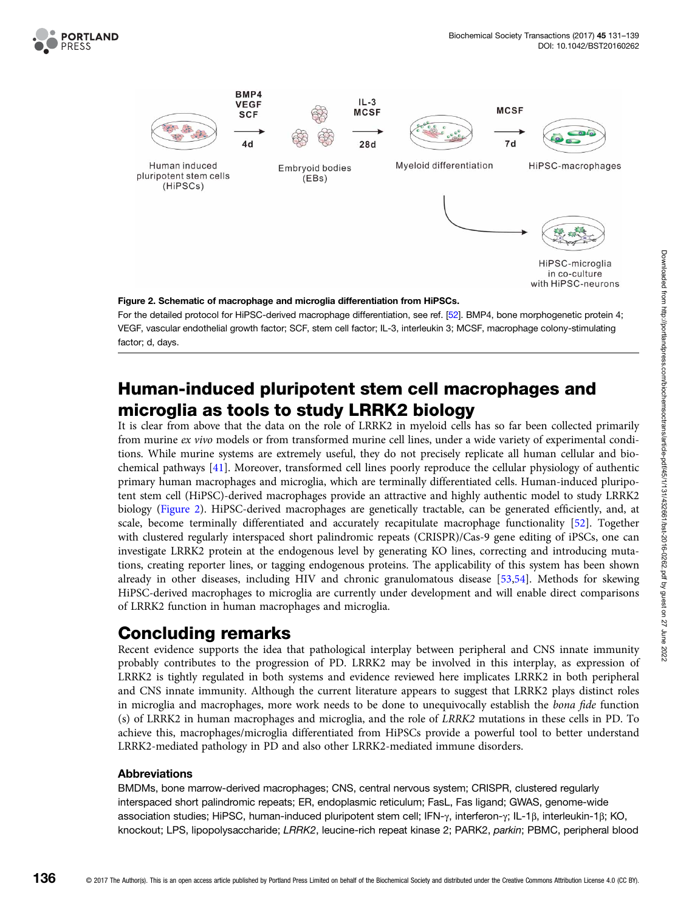**Figure 2. Schematic of macrophage and microglia differentiation from HiPSCs.**

For the detailed protocol for HiPSC-derived macrophage differentiation, see ref. [52]. BMP4, bone morphogenetic protein 4; VEGF, vascular endothelial growth factor; SCF, stem cell factor; IL-3, interleukin 3; MCSF, macrophage colony-stimulating factor; d, days.

## Human-induced pluripotent stem cell macrophages and microglia as tools to study LRRK2 biology

It is clear from above that the data on the role of LRRK2 in myeloid cells has so far been collected primarily from murine *ex vivo* models or from transformed murine cell lines, under a wide variety of experimental conditions. While murine systems are extremely useful, they do not precisely replicate all human cellular and biochemical pathways [41]. Moreover, transformed cell lines poorly reproduce the cellular physiology of authentic primary human macrophages and microglia, which are terminally differentiated cells. Human-induced pluripotent stem cell (HiPSC)-derived macrophages provide an attractive and highly authentic model to study LRRK2 biology (Figure 2). HiPSC-derived macrophages are genetically tractable, can be generated efficiently, and, at scale, become terminally differentiated and accurately recapitulate macrophage functionality [52]. Together with clustered regularly interspaced short palindromic repeats (CRISPR)/Cas-9 gene editing of iPSCs, one can investigate LRRK2 protein at the endogenous level by generating KO lines, correcting and introducing mutations, creating reporter lines, or tagging endogenous proteins. The applicability of this system has been shown already in other diseases, including HIV and chronic granulomatous disease [53,54]. Methods for skewing HiPSC-derived macrophages to microglia are currently under development and will enable direct comparisons of LRRK2 function in human macrophages and microglia.

## Concluding remarks

Recent evidence supports the idea that pathological interplay between peripheral and CNS innate immunity probably contributes to the progression of PD. LRRK2 may be involved in this interplay, as expression of LRRK2 is tightly regulated in both systems and evidence reviewed here implicates LRRK2 in both peripheral and CNS innate immunity. Although the current literature appears to suggest that LRRK2 plays distinct roles in microglia and macrophages, more work needs to be done to unequivocally establish the *bona fide* function(s) of LRRK2 in human macrophages and microglia, and the role of *LRRK2* mutations in these cells in PD. To achieve this, macrophages/microglia differentiated from HiPSCs provide a powerful tool to better understand LRRK2-mediated pathology in PD and also other LRRK2-mediated immune disorders.

### Abbreviations

BMDMs, bone marrow-derived macrophages; CNS, central nervous system; CRISPR, clustered regularly interspaced short palindromic repeats; ER, endoplasmic reticulum; FasL, Fas ligand; GWAS, genome-wide association studies; HiPSC, human-induced pluripotent stem cell; IFN-γ, interferon-γ; IL-1β, interleukin-1β; KO, knockout; LPS, lipopolysaccharide; *LRRK2*, leucine-rich repeat kinase 2; PARK2, *parkin*; PBMC, peripheral blood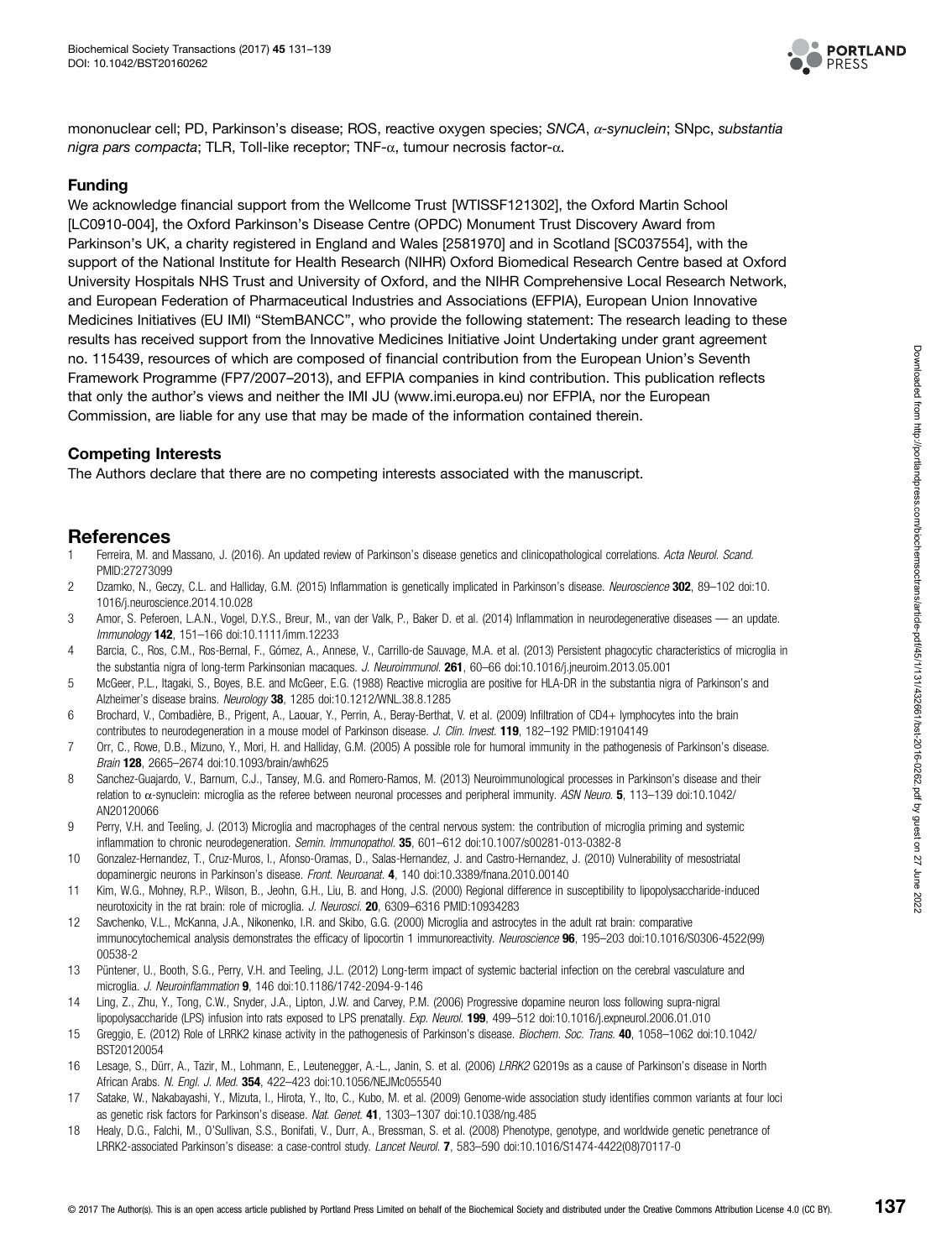mononuclear cell; PD, Parkinson's disease; ROS, reactive oxygen species; *SNCA*, *α-synuclein*; SNpc, *substantia nigra pars compacta*; TLR, Toll-like receptor; TNF-α, tumour necrosis factor-α.

### Funding

We acknowledge financial support from the Wellcome Trust [WTISSF121302], the Oxford Martin School [LC0910-004], the Oxford Parkinson's Disease Centre (OPDC) Monument Trust Discovery Award from Parkinson's UK, a charity registered in England and Wales [2581970] and in Scotland [SC037554], with the support of the National Institute for Health Research (NIHR) Oxford Biomedical Research Centre based at Oxford University Hospitals NHS Trust and University of Oxford, and the NIHR Comprehensive Local Research Network, and European Federation of Pharmaceutical Industries and Associations (EFPIA), European Union Innovative Medicines Initiatives (EU IMI) "StemBANCC", who provide the following statement: The research leading to these results has received support from the Innovative Medicines Initiative Joint Undertaking under grant agreement no. 115439, resources of which are composed of financial contribution from the European Union's Seventh Framework Programme (FP7/2007–2013), and EFPIA companies in kind contribution. This publication reflects that only the author's views and neither the IMI JU (www.imi.europa.eu) nor EFPIA, nor the European Commission, are liable for any use that may be made of the information contained therein.

### Competing Interests

The Authors declare that there are no competing interests associated with the manuscript.

## References

1 Ferreira, M. and Massano, J. (2016). An updated review of Parkinson's disease genetics and clinicopathological correlations. *Acta Neurol. Scand.* PMID:27273099

2 Dzamko, N., Geczy, C.L. and Halliday, G.M. (2015) Inflammation is genetically implicated in Parkinson's disease. *Neuroscience* **302**, 89–102 doi:10.1016/j.neuroscience.2014.10.028

3 Amor, S. Peferoen, L.A.N., Vogel, D.Y.S., Breur, M., van der Valk, P., Baker D. et al. (2014) Inflammation in neurodegenerative diseases — an update. *Immunology* **142**, 151–166 doi:10.1111/imm.12233

4 Barcia, C., Ros, C.M., Ros-Bernal, F., Gómez, A., Annese, V., Carrillo-de Sauvage, M.A. et al. (2013) Persistent phagocytic characteristics of microglia in the substantia nigra of long-term Parkinsonian macaques. *J. Neuroimmunol.* **261**, 60–66 doi:10.1016/j.jneuroim.2013.05.001

5 McGeer, P.L., Itagaki, S., Boyes, B.E. and McGeer, E.G. (1988) Reactive microglia are positive for HLA-DR in the substantia nigra of Parkinson's and Alzheimer's disease brains. *Neurology* **38**, 1285 doi:10.1212/WNL.38.8.1285

6 Brochard, V., Combadière, B., Prigent, A., Laouar, Y., Perrin, A., Beray-Berthat, V. et al. (2009) Infiltration of CD4+ lymphocytes into the brain contributes to neurodegeneration in a mouse model of Parkinson disease. *J. Clin. Invest.* **119**, 182–192 PMID:19104149

7 Orr, C., Rowe, D.B., Mizuno, Y., Mori, H. and Halliday, G.M. (2005) A possible role for humoral immunity in the pathogenesis of Parkinson's disease. *Brain* **128**, 2665–2674 doi:10.1093/brain/awh625

8 Sanchez-Guajardo, V., Barnum, C.J., Tansey, M.G. and Romero-Ramos, M. (2013) Neuroimmunological processes in Parkinson's disease and their relation to α-synuclein: microglia as the referee between neuronal processes and peripheral immunity. *ASN Neuro.* **5**, 113–139 doi:10.1042/AN20120066

9 Perry, V.H. and Teeling, J. (2013) Microglia and macrophages of the central nervous system: the contribution of microglia priming and systemic inflammation to chronic neurodegeneration. *Semin. Immunopathol.* **35**, 601–612 doi:10.1007/s00281-013-0382-8

10 Gonzalez-Hernandez, T., Cruz-Muros, I., Afonso-Oramas, D., Salas-Hernandez, J. and Castro-Hernandez, J. (2010) Vulnerability of mesostriatal dopaminergic neurons in Parkinson's disease. *Front. Neuroanat.* **4**, 140 doi:10.3389/fnana.2010.00140

11 Kim, W.G., Mohney, R.P., Wilson, B., Jeohn, G.H., Liu, B. and Hong, J.S. (2000) Regional difference in susceptibility to lipopolysaccharide-induced neurotoxicity in the rat brain: role of microglia. *J. Neurosci.* **20**, 6309–6316 PMID:10934283

12 Savchenko, V.L., McKanna, J.A., Nikonenko, I.R. and Skibo, G.G. (2000) Microglia and astrocytes in the adult rat brain: comparative immunocytochemical analysis demonstrates the efficacy of lipocortin 1 immunoreactivity. *Neuroscience* **96**, 195–203 doi:10.1016/S0306-4522(99)00538-2

13 Püntener, U., Booth, S.G., Perry, V.H. and Teeling, J.L. (2012) Long-term impact of systemic bacterial infection on the cerebral vasculature and microglia. *J. Neuroinflammation* **9**, 146 doi:10.1186/1742-2094-9-146

14 Ling, Z., Zhu, Y., Tong, C.W., Snyder, J.A., Lipton, J.W. and Carvey, P.M. (2006) Progressive dopamine neuron loss following supra-nigral lipopolysaccharide (LPS) infusion into rats exposed to LPS prenatally. *Exp. Neurol.* **199**, 499–512 doi:10.1016/j.expneurol.2006.01.010

15 Greggio, E. (2012) Role of LRRK2 kinase activity in the pathogenesis of Parkinson's disease. *Biochem. Soc. Trans.* **40**, 1058–1062 doi:10.1042/BST20120054

16 Lesage, S., Dürr, A., Tazir, M., Lohmann, E., Leutenegger, A.-L., Janin, S. et al. (2006) *LRRK2* G2019s as a cause of Parkinson's disease in North African Arabs. *N. Engl. J. Med.* **354**, 422–423 doi:10.1056/NEJMc055540

17 Satake, W., Nakabayashi, Y., Mizuta, I., Hirota, Y., Ito, C., Kubo, M. et al. (2009) Genome-wide association study identifies common variants at four loci as genetic risk factors for Parkinson's disease. *Nat. Genet.* **41**, 1303–1307 doi:10.1038/ng.485

18 Healy, D.G., Falchi, M., O'Sullivan, S.S., Bonifati, V., Durr, A., Bressman, S. et al. (2008) Phenotype, genotype, and worldwide genetic penetrance of LRRK2-associated Parkinson's disease: a case-control study. *Lancet Neurol.* **7**, 583–590 doi:10.1016/S1474-4422(08)70117-0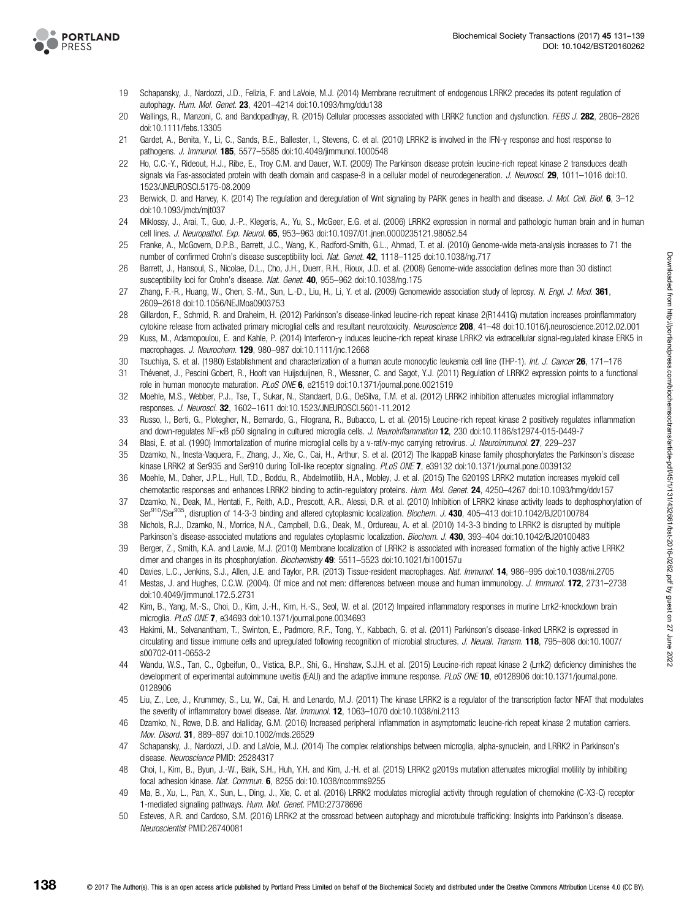19 Schapansky, J., Nardozzi, J.D., Felizia, F. and LaVoie, M.J. (2014) Membrane recruitment of endogenous LRRK2 precedes its potent regulation of autophagy. *Hum. Mol. Genet.* **23**, 4201–4214 doi:10.1093/hmg/ddu138

20 Wallings, R., Manzoni, C. and Bandopadhyay, R. (2015) Cellular processes associated with LRRK2 function and dysfunction. *FEBS J.* **282**, 2806–2826 doi:10.1111/febs.13305

21 Gardet, A., Benita, Y., Li, C., Sands, B.E., Ballester, I., Stevens, C. et al. (2010) LRRK2 is involved in the IFN-γ response and host response to pathogens. *J. Immunol.* **185**, 5577–5585 doi:10.4049/jimmunol.1000548

22 Ho, C.C.-Y., Rideout, H.J., Ribe, E., Troy C.M. and Dauer, W.T. (2009) The Parkinson disease protein leucine-rich repeat kinase 2 transduces death signals via Fas-associated protein with death domain and caspase-8 in a cellular model of neurodegeneration. *J. Neurosci.* **29**, 1011–1016 doi:10.1523/JNEUROSCI.5175-08.2009

23 Berwick, D. and Harvey, K. (2014) The regulation and deregulation of Wnt signaling by PARK genes in health and disease. *J. Mol. Cell. Biol.* **6**, 3–12 doi:10.1093/jmcb/mjt037

24 Miklossy, J., Arai, T., Guo, J.-P., Klegeris, A., Yu, S., McGeer, E.G. et al. (2006) LRRK2 expression in normal and pathologic human brain and in human cell lines. *J. Neuropathol. Exp. Neurol.* **65**, 953–963 doi:10.1097/01.jnen.0000235121.98052.54

25 Franke, A., McGovern, D.P.B., Barrett, J.C., Wang, K., Radford-Smith, G.L., Ahmad, T. et al. (2010) Genome-wide meta-analysis increases to 71 the number of confirmed Crohn's disease susceptibility loci. *Nat. Genet.* **42**, 1118–1125 doi:10.1038/ng.717

26 Barrett, J., Hansoul, S., Nicolae, D.L., Cho, J.H., Duerr, R.H., Rioux, J.D. et al. (2008) Genome-wide association defines more than 30 distinct susceptibility loci for Crohn's disease. *Nat. Genet.* **40**, 955–962 doi:10.1038/ng.175

27 Zhang, F.-R., Huang, W., Chen, S.-M., Sun, L.-D., Liu, H., Li, Y. et al. (2009) Genomewide association study of leprosy. *N. Engl. J. Med.* **361**, 2609–2618 doi:10.1056/NEJMoa0903753

28 Gillardon, F., Schmid, R. and Draheim, H. (2012) Parkinson's disease-linked leucine-rich repeat kinase 2(R1441G) mutation increases proinflammatory cytokine release from activated primary microglial cells and resultant neurotoxicity. *Neuroscience* **208**, 41–48 doi:10.1016/j.neuroscience.2012.02.001

29 Kuss, M., Adamopoulou, E. and Kahle, P. (2014) Interferon-γ induces leucine-rich repeat kinase LRRK2 via extracellular signal-regulated kinase ERK5 in macrophages. *J. Neurochem.* **129**, 980–987 doi:10.1111/jnc.12668

30 Tsuchiya, S. et al. (1980) Establishment and characterization of a human acute monocytic leukemia cell line (THP-1). *Int. J. Cancer* **26**, 171–176

31 Thévenet, J., Pescini Gobert, R., Hooft van Huijsduijnen, R., Wiessner, C. and Sagot, Y.J. (2011) Regulation of LRRK2 expression points to a functional role in human monocyte maturation. *PLoS ONE* **6**, e21519 doi:10.1371/journal.pone.0021519

32 Moehle, M.S., Webber, P.J., Tse, T., Sukar, N., Standaert, D.G., DeSilva, T.M. et al. (2012) LRRK2 inhibition attenuates microglial inflammatory responses. *J. Neurosci.* **32**, 1602–1611 doi:10.1523/JNEUROSCI.5601-11.2012

33 Russo, I., Berti, G., Plotegher, N., Bernardo, G., Filograna, R., Bubacco, L. et al. (2015) Leucine-rich repeat kinase 2 positively regulates inflammation and down-regulates NF-κB p50 signaling in cultured microglia cells. *J. Neuroinflammation* **12**, 230 doi:10.1186/s12974-015-0449-7

34 Blasi, E. et al. (1990) Immortalization of murine microglial cells by a v-raf/v-myc carrying retrovirus. *J. Neuroimmunol.* **27**, 229–237

35 Dzamko, N., Inesta-Vaquera, F., Zhang, J., Xie, C., Cai, H., Arthur, S. et al. (2012) The IkappaB kinase family phosphorylates the Parkinson's disease kinase LRRK2 at Ser935 and Ser910 during Toll-like receptor signaling. *PLoS ONE* **7**, e39132 doi:10.1371/journal.pone.0039132

36 Moehle, M., Daher, J.P.L., Hull, T.D., Boddu, R., Abdelmotilib, H.A., Mobley, J. et al. (2015) The G2019S LRRK2 mutation increases myeloid cell chemotactic responses and enhances LRRK2 binding to actin-regulatory proteins. *Hum. Mol. Genet.* **24**, 4250–4267 doi:10.1093/hmg/ddv157

37 Dzamko, N., Deak, M., Hentati, F., Reith, A.D., Prescott, A.R., Alessi, D.R. et al. (2010) Inhibition of LRRK2 kinase activity leads to dephosphorylation of Ser$^{910}$/Ser$^{935}$, disruption of 14-3-3 binding and altered cytoplasmic localization. *Biochem. J.* **430**, 405–413 doi:10.1042/BJ20100784

38 Nichols, R.J., Dzamko, N., Morrice, N.A., Campbell, D.G., Deak, M., Ordureau, A. et al. (2010) 14-3-3 binding to LRRK2 is disrupted by multiple Parkinson's disease-associated mutations and regulates cytoplasmic localization. *Biochem. J.* **430**, 393–404 doi:10.1042/BJ20100483

39 Berger, Z., Smith, K.A. and Lavoie, M.J. (2010) Membrane localization of LRRK2 is associated with increased formation of the highly active LRRK2 dimer and changes in its phosphorylation. *Biochemistry* **49**: 5511–5523 doi:10.1021/bi100157u

40 Davies, L.C., Jenkins, S.J., Allen, J.E. and Taylor, P.R. (2013) Tissue-resident macrophages. *Nat. Immunol.* **14**, 986–995 doi:10.1038/ni.2705

41 Mestas, J. and Hughes, C.C.W. (2004). Of mice and not men: differences between mouse and human immunology. *J. Immunol.* **172**, 2731–2738 doi:10.4049/jimmunol.172.5.2731

42 Kim, B., Yang, M.-S., Choi, D., Kim, J.-H., Kim, H.-S., Seol, W. et al. (2012) Impaired inflammatory responses in murine Lrrk2-knockdown brain microglia. *PLoS ONE* **7**, e34693 doi:10.1371/journal.pone.0034693

43 Hakimi, M., Selvanantham, T., Swinton, E., Padmore, R.F., Tong, Y., Kabbach, G. et al. (2011) Parkinson's disease-linked LRRK2 is expressed in circulating and tissue immune cells and upregulated following recognition of microbial structures. *J. Neural. Transm.* **118**, 795–808 doi:10.1007/s00702-011-0653-2

44 Wandu, W.S., Tan, C., Ogbeifun, O., Vistica, B.P., Shi, G., Hinshaw, S.J.H. et al. (2015) Leucine-rich repeat kinase 2 (Lrrk2) deficiency diminishes the development of experimental autoimmune uveitis (EAU) and the adaptive immune response. *PLoS ONE* **10**, e0128906 doi:10.1371/journal.pone.0128906

45 Liu, Z., Lee, J., Krummey, S., Lu, W., Cai, H. and Lenardo, M.J. (2011) The kinase LRRK2 is a regulator of the transcription factor NFAT that modulates the severity of inflammatory bowel disease. *Nat. Immunol.* **12**, 1063–1070 doi:10.1038/ni.2113

46 Dzamko, N., Rowe, D.B. and Halliday, G.M. (2016) Increased peripheral inflammation in asymptomatic leucine-rich repeat kinase 2 mutation carriers. *Mov. Disord.* **31**, 889–897 doi:10.1002/mds.26529

47 Schapansky, J., Nardozzi, J.D. and LaVoie, M.J. (2014) The complex relationships between microglia, alpha-synuclein, and LRRK2 in Parkinson's disease. *Neuroscience* PMID: 25284317

48 Choi, I., Kim, B., Byun, J.-W., Baik, S.H., Huh, Y.H. and Kim, J.-H. et al. (2015) LRRK2 g2019s mutation attenuates microglial motility by inhibiting focal adhesion kinase. *Nat. Commun.* **6**, 8255 doi:10.1038/ncomms9255

49 Ma, B., Xu, L., Pan, X., Sun, L., Ding, J., Xie, C. et al. (2016) LRRK2 modulates microglial activity through regulation of chemokine (C-X3-C) receptor 1-mediated signaling pathways. *Hum. Mol. Genet.* PMID:27378696

50 Esteves, A.R. and Cardoso, S.M. (2016) LRRK2 at the crossroad between autophagy and microtubule trafficking: Insights into Parkinson's disease. *Neuroscientist* PMID:26740081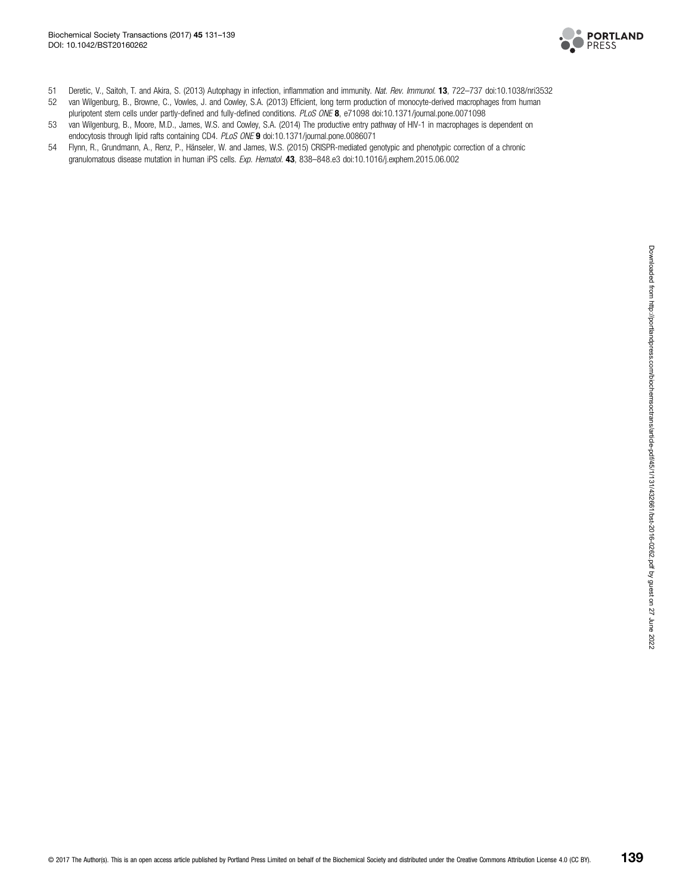51 Deretic, V., Saitoh, T. and Akira, S. (2013) Autophagy in infection, inflammation and immunity. *Nat. Rev. Immunol.* **13**, 722–737 doi:10.1038/nri3532

52 van Wilgenburg, B., Browne, C., Vowles, J. and Cowley, S.A. (2013) Efficient, long term production of monocyte-derived macrophages from human pluripotent stem cells under partly-defined and fully-defined conditions. *PLoS ONE* **8**, e71098 doi:10.1371/journal.pone.0071098

53 van Wilgenburg, B., Moore, M.D., James, W.S. and Cowley, S.A. (2014) The productive entry pathway of HIV-1 in macrophages is dependent on endocytosis through lipid rafts containing CD4. *PLoS ONE* **9** doi:10.1371/journal.pone.0086071

54 Flynn, R., Grundmann, A., Renz, P., Hänseler, W. and James, W.S. (2015) CRISPR-mediated genotypic and phenotypic correction of a chronic granulomatous disease mutation in human iPS cells. *Exp. Hematol.* **43**, 838–848.e3 doi:10.1016/j.exphem.2015.06.002